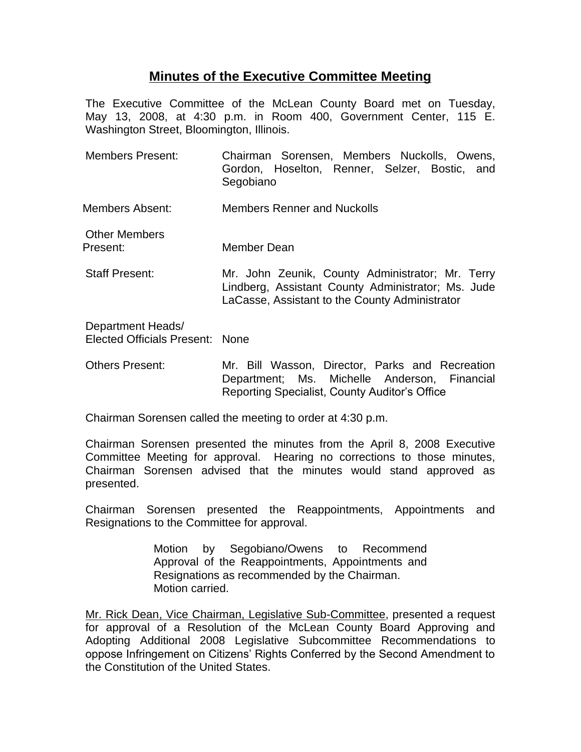# Minutes of the Executive Committee Meeting

The Executive Committee of the McLean County Board met on Tuesday, May 13, 2008, at 4:30 p.m. in Room 400, Government Center, 115 E. Washington Street, Bloomington, Illinois.

Members Present: Chairman Sorensen, Members Nuckolls, Owens, Gordon, Hoselton, Renner, Selzer, Bostic, and Segobiano

Members Absent: Members Renner and Nuckolls

Other Members Present: Member Dean

Staff Present: Mr. John Zeunik, County Administrator; Mr. Terry Lindberg, Assistant County Administrator; Ms. Jude LaCasse, Assistant to the County Administrator

Department Heads/ Elected Officials Present: None

Others Present: Mr. Bill Wasson, Director, Parks and Recreation Department; Ms. Michelle Anderson, Financial Reporting Specialist, County Auditor's Office

Chairman Sorensen called the meeting to order at 4:30 p.m.

Chairman Sorensen presented the minutes from the April 8, 2008 Executive Committee Meeting for approval. Hearing no corrections to those minutes, Chairman Sorensen advised that the minutes would stand approved as presented.

Chairman Sorensen presented the Reappointments, Appointments and Resignations to the Committee for approval.

> Motion by Segobiano/Owens to Recommend Approval of the Reappointments, Appointments and Resignations as recommended by the Chairman.
> Motion carried.

Mr. Rick Dean, Vice Chairman, Legislative Sub-Committee, presented a request for approval of a Resolution of the McLean County Board Approving and Adopting Additional 2008 Legislative Subcommittee Recommendations to oppose Infringement on Citizens' Rights Conferred by the Second Amendment to the Constitution of the United States.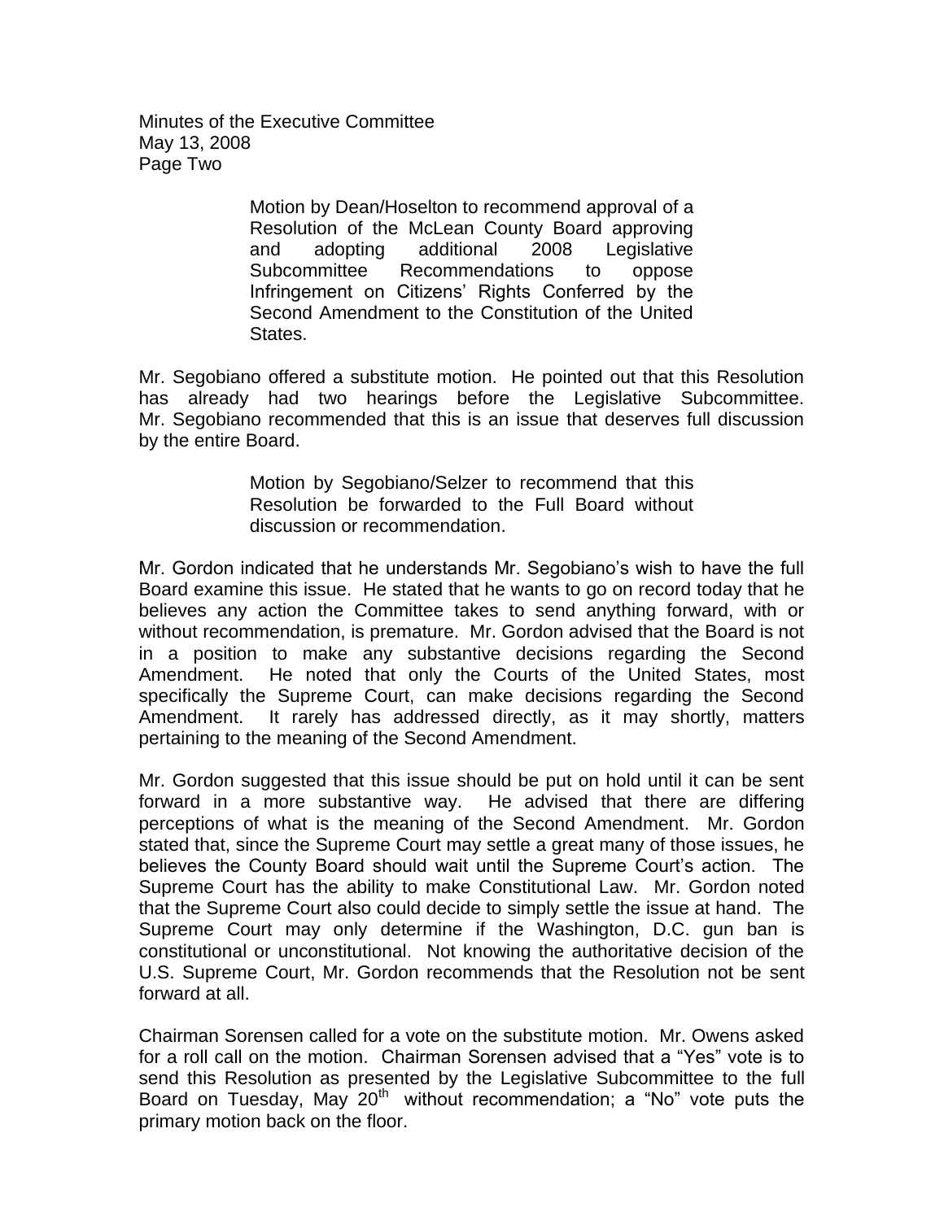Motion by Dean/Hoselton to recommend approval of a Resolution of the McLean County Board approving and adopting additional 2008 Legislative Subcommittee Recommendations to oppose Infringement on Citizens' Rights Conferred by the Second Amendment to the Constitution of the United States.

Mr. Segobiano offered a substitute motion. He pointed out that this Resolution has already had two hearings before the Legislative Subcommittee. Mr. Segobiano recommended that this is an issue that deserves full discussion by the entire Board.

Motion by Segobiano/Selzer to recommend that this Resolution be forwarded to the Full Board without discussion or recommendation.

Mr. Gordon indicated that he understands Mr. Segobiano's wish to have the full Board examine this issue. He stated that he wants to go on record today that he believes any action the Committee takes to send anything forward, with or without recommendation, is premature. Mr. Gordon advised that the Board is not in a position to make any substantive decisions regarding the Second Amendment. He noted that only the Courts of the United States, most specifically the Supreme Court, can make decisions regarding the Second Amendment. It rarely has addressed directly, as it may shortly, matters pertaining to the meaning of the Second Amendment.

Mr. Gordon suggested that this issue should be put on hold until it can be sent forward in a more substantive way. He advised that there are differing perceptions of what is the meaning of the Second Amendment. Mr. Gordon stated that, since the Supreme Court may settle a great many of those issues, he believes the County Board should wait until the Supreme Court's action. The Supreme Court has the ability to make Constitutional Law. Mr. Gordon noted that the Supreme Court also could decide to simply settle the issue at hand. The Supreme Court may only determine if the Washington, D.C. gun ban is constitutional or unconstitutional. Not knowing the authoritative decision of the U.S. Supreme Court, Mr. Gordon recommends that the Resolution not be sent forward at all.

Chairman Sorensen called for a vote on the substitute motion. Mr. Owens asked for a roll call on the motion. Chairman Sorensen advised that a "Yes" vote is to send this Resolution as presented by the Legislative Subcommittee to the full Board on Tuesday, May 20th without recommendation; a "No" vote puts the primary motion back on the floor.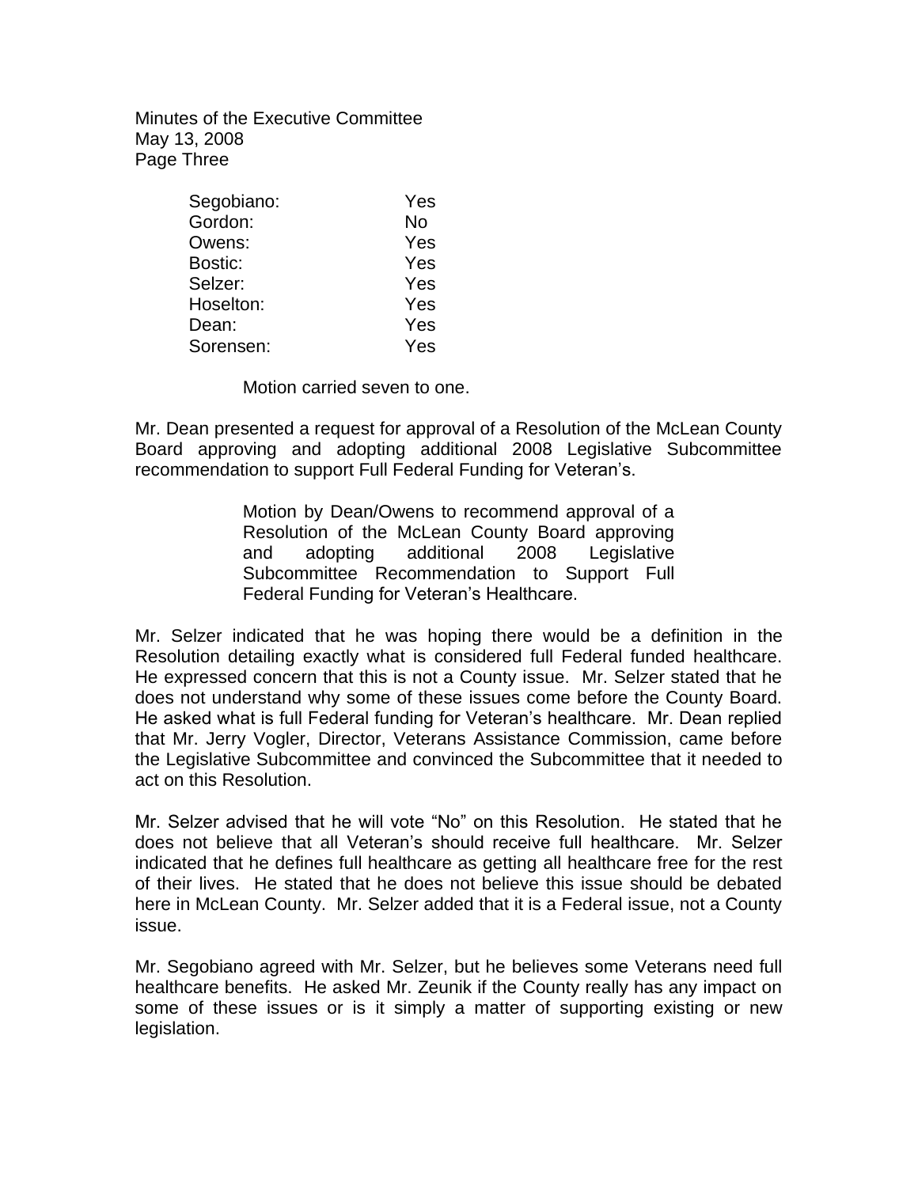| | |
|---|---|
| Segobiano: | Yes |
| Gordon: | No |
| Owens: | Yes |
| Bostic: | Yes |
| Selzer: | Yes |
| Hoselton: | Yes |
| Dean: | Yes |
| Sorensen: | Yes |

Motion carried seven to one.

Mr. Dean presented a request for approval of a Resolution of the McLean County Board approving and adopting additional 2008 Legislative Subcommittee recommendation to support Full Federal Funding for Veteran's.

> Motion by Dean/Owens to recommend approval of a Resolution of the McLean County Board approving and adopting additional 2008 Legislative Subcommittee Recommendation to Support Full Federal Funding for Veteran's Healthcare.

Mr. Selzer indicated that he was hoping there would be a definition in the Resolution detailing exactly what is considered full Federal funded healthcare. He expressed concern that this is not a County issue. Mr. Selzer stated that he does not understand why some of these issues come before the County Board. He asked what is full Federal funding for Veteran's healthcare. Mr. Dean replied that Mr. Jerry Vogler, Director, Veterans Assistance Commission, came before the Legislative Subcommittee and convinced the Subcommittee that it needed to act on this Resolution.

Mr. Selzer advised that he will vote "No" on this Resolution. He stated that he does not believe that all Veteran's should receive full healthcare. Mr. Selzer indicated that he defines full healthcare as getting all healthcare free for the rest of their lives. He stated that he does not believe this issue should be debated here in McLean County. Mr. Selzer added that it is a Federal issue, not a County issue.

Mr. Segobiano agreed with Mr. Selzer, but he believes some Veterans need full healthcare benefits. He asked Mr. Zeunik if the County really has any impact on some of these issues or is it simply a matter of supporting existing or new legislation.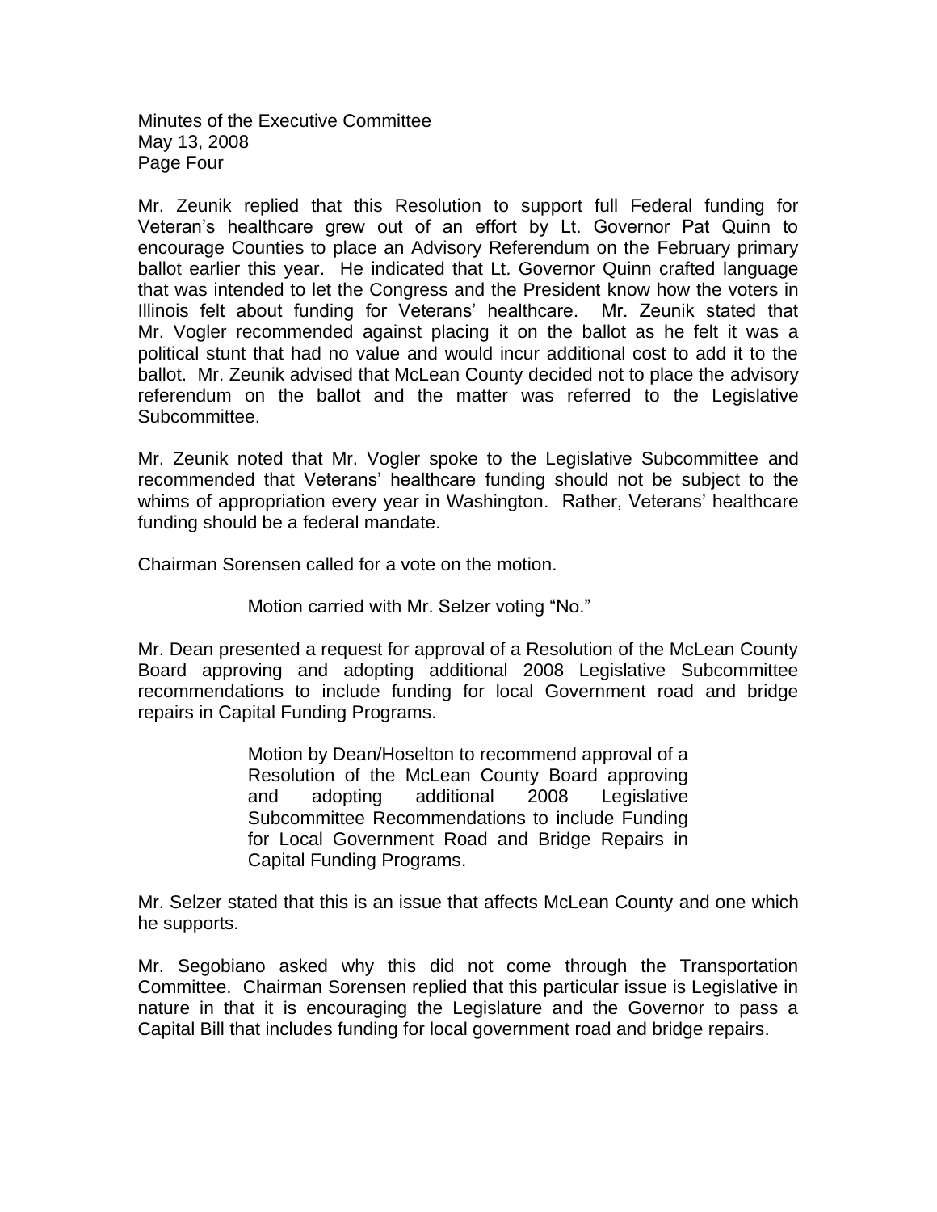Mr. Zeunik replied that this Resolution to support full Federal funding for Veteran's healthcare grew out of an effort by Lt. Governor Pat Quinn to encourage Counties to place an Advisory Referendum on the February primary ballot earlier this year. He indicated that Lt. Governor Quinn crafted language that was intended to let the Congress and the President know how the voters in Illinois felt about funding for Veterans' healthcare. Mr. Zeunik stated that Mr. Vogler recommended against placing it on the ballot as he felt it was a political stunt that had no value and would incur additional cost to add it to the ballot. Mr. Zeunik advised that McLean County decided not to place the advisory referendum on the ballot and the matter was referred to the Legislative Subcommittee.

Mr. Zeunik noted that Mr. Vogler spoke to the Legislative Subcommittee and recommended that Veterans' healthcare funding should not be subject to the whims of appropriation every year in Washington. Rather, Veterans' healthcare funding should be a federal mandate.

Chairman Sorensen called for a vote on the motion.

> Motion carried with Mr. Selzer voting "No."

Mr. Dean presented a request for approval of a Resolution of the McLean County Board approving and adopting additional 2008 Legislative Subcommittee recommendations to include funding for local Government road and bridge repairs in Capital Funding Programs.

> Motion by Dean/Hoselton to recommend approval of a Resolution of the McLean County Board approving and adopting additional 2008 Legislative Subcommittee Recommendations to include Funding for Local Government Road and Bridge Repairs in Capital Funding Programs.

Mr. Selzer stated that this is an issue that affects McLean County and one which he supports.

Mr. Segobiano asked why this did not come through the Transportation Committee. Chairman Sorensen replied that this particular issue is Legislative in nature in that it is encouraging the Legislature and the Governor to pass a Capital Bill that includes funding for local government road and bridge repairs.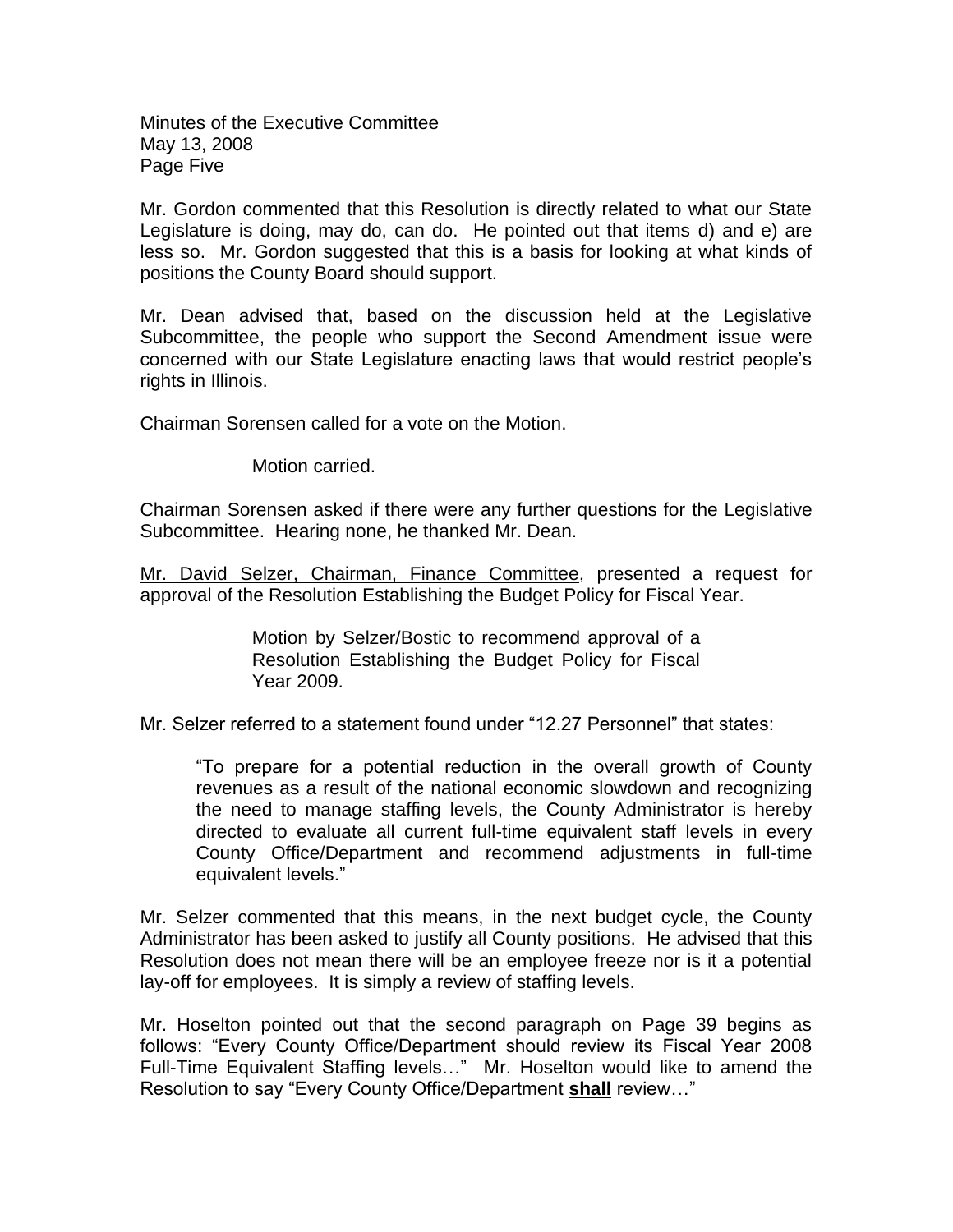Mr. Gordon commented that this Resolution is directly related to what our State Legislature is doing, may do, can do. He pointed out that items d) and e) are less so. Mr. Gordon suggested that this is a basis for looking at what kinds of positions the County Board should support.

Mr. Dean advised that, based on the discussion held at the Legislative Subcommittee, the people who support the Second Amendment issue were concerned with our State Legislature enacting laws that would restrict people's rights in Illinois.

Chairman Sorensen called for a vote on the Motion.

> Motion carried.

Chairman Sorensen asked if there were any further questions for the Legislative Subcommittee. Hearing none, he thanked Mr. Dean.

Mr. David Selzer, Chairman, Finance Committee, presented a request for approval of the Resolution Establishing the Budget Policy for Fiscal Year.

> Motion by Selzer/Bostic to recommend approval of a Resolution Establishing the Budget Policy for Fiscal Year 2009.

Mr. Selzer referred to a statement found under "12.27 Personnel" that states:

> "To prepare for a potential reduction in the overall growth of County revenues as a result of the national economic slowdown and recognizing the need to manage staffing levels, the County Administrator is hereby directed to evaluate all current full-time equivalent staff levels in every County Office/Department and recommend adjustments in full-time equivalent levels."

Mr. Selzer commented that this means, in the next budget cycle, the County Administrator has been asked to justify all County positions. He advised that this Resolution does not mean there will be an employee freeze nor is it a potential lay-off for employees. It is simply a review of staffing levels.

Mr. Hoselton pointed out that the second paragraph on Page 39 begins as follows: "Every County Office/Department should review its Fiscal Year 2008 Full-Time Equivalent Staffing levels…" Mr. Hoselton would like to amend the Resolution to say "Every County Office/Department **shall** review…"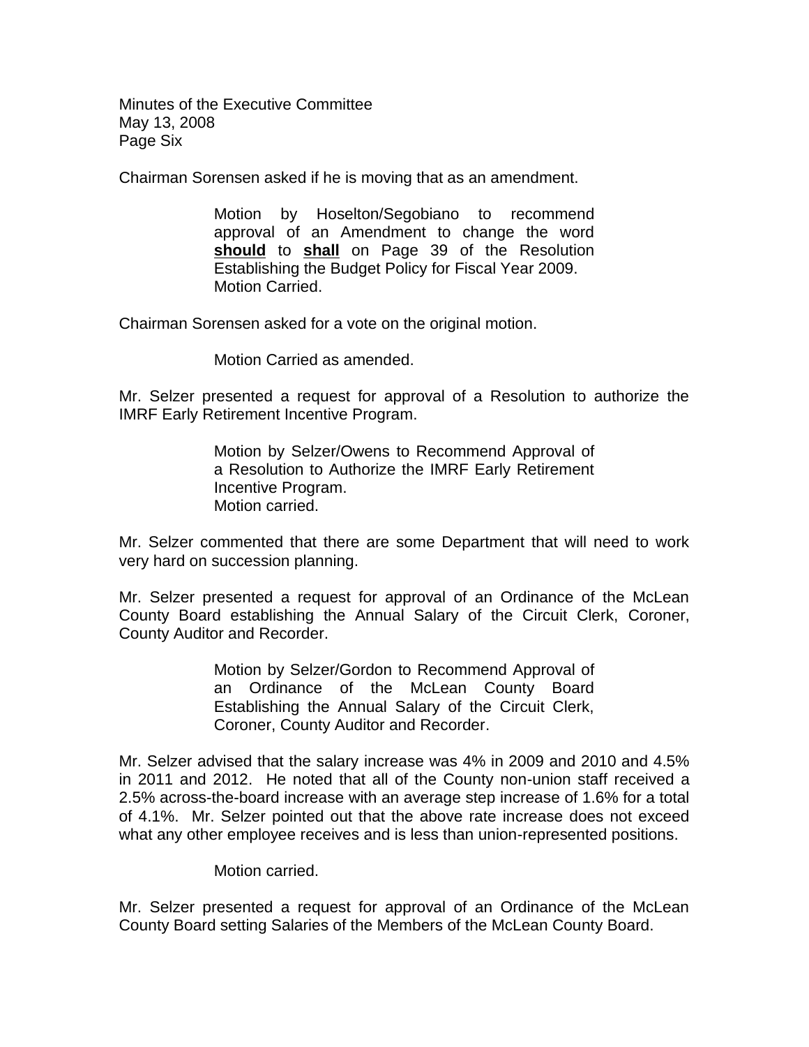Chairman Sorensen asked if he is moving that as an amendment.

> Motion by Hoselton/Segobiano to recommend approval of an Amendment to change the word **should** to **shall** on Page 39 of the Resolution Establishing the Budget Policy for Fiscal Year 2009.
> Motion Carried.

Chairman Sorensen asked for a vote on the original motion.

> Motion Carried as amended.

Mr. Selzer presented a request for approval of a Resolution to authorize the IMRF Early Retirement Incentive Program.

> Motion by Selzer/Owens to Recommend Approval of a Resolution to Authorize the IMRF Early Retirement Incentive Program.
> Motion carried.

Mr. Selzer commented that there are some Department that will need to work very hard on succession planning.

Mr. Selzer presented a request for approval of an Ordinance of the McLean County Board establishing the Annual Salary of the Circuit Clerk, Coroner, County Auditor and Recorder.

> Motion by Selzer/Gordon to Recommend Approval of an Ordinance of the McLean County Board Establishing the Annual Salary of the Circuit Clerk, Coroner, County Auditor and Recorder.

Mr. Selzer advised that the salary increase was 4% in 2009 and 2010 and 4.5% in 2011 and 2012. He noted that all of the County non-union staff received a 2.5% across-the-board increase with an average step increase of 1.6% for a total of 4.1%. Mr. Selzer pointed out that the above rate increase does not exceed what any other employee receives and is less than union-represented positions.

> Motion carried.

Mr. Selzer presented a request for approval of an Ordinance of the McLean County Board setting Salaries of the Members of the McLean County Board.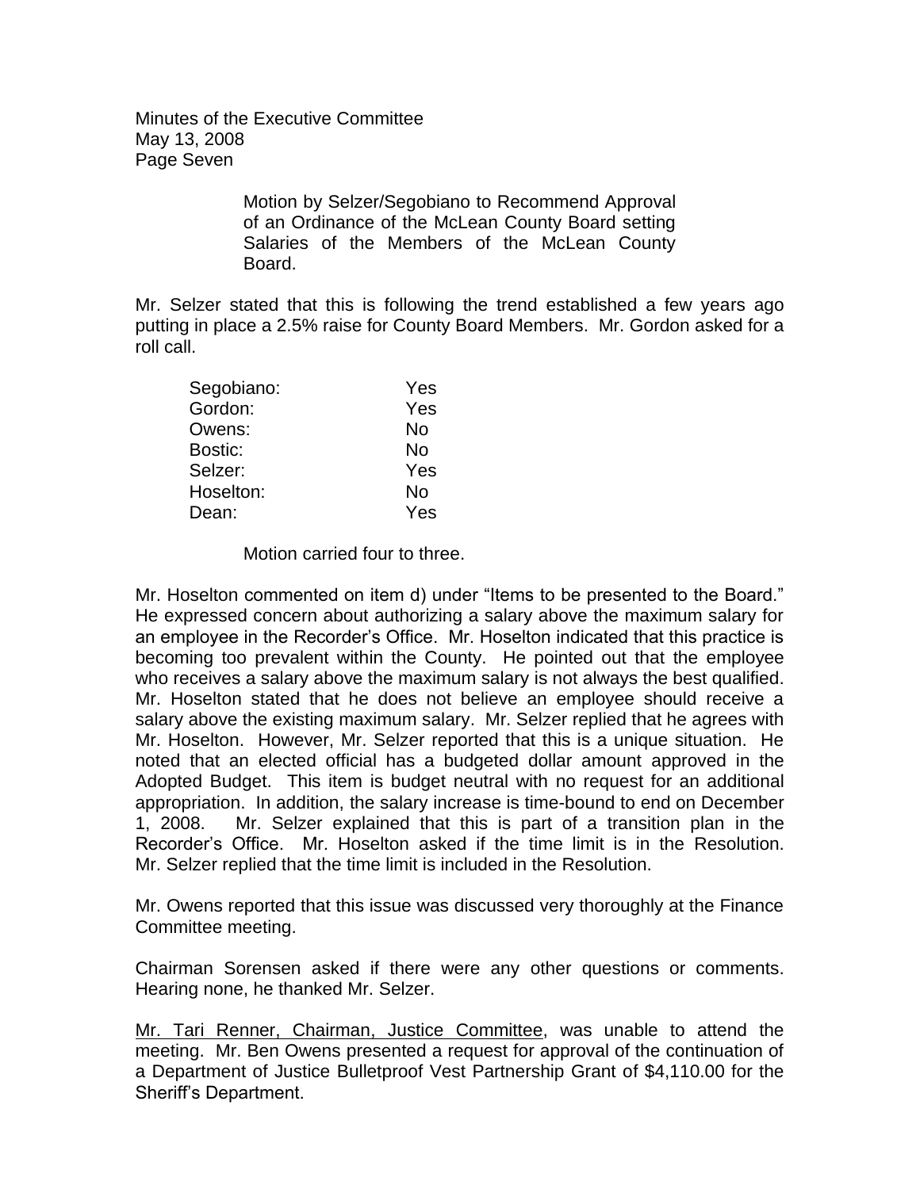Motion by Selzer/Segobiano to Recommend Approval of an Ordinance of the McLean County Board setting Salaries of the Members of the McLean County Board.

Mr. Selzer stated that this is following the trend established a few years ago putting in place a 2.5% raise for County Board Members. Mr. Gordon asked for a roll call.

| | |
|---|---|
| Segobiano: | Yes |
| Gordon: | Yes |
| Owens: | No |
| Bostic: | No |
| Selzer: | Yes |
| Hoselton: | No |
| Dean: | Yes |

Motion carried four to three.

Mr. Hoselton commented on item d) under "Items to be presented to the Board." He expressed concern about authorizing a salary above the maximum salary for an employee in the Recorder's Office. Mr. Hoselton indicated that this practice is becoming too prevalent within the County. He pointed out that the employee who receives a salary above the maximum salary is not always the best qualified. Mr. Hoselton stated that he does not believe an employee should receive a salary above the existing maximum salary. Mr. Selzer replied that he agrees with Mr. Hoselton. However, Mr. Selzer reported that this is a unique situation. He noted that an elected official has a budgeted dollar amount approved in the Adopted Budget. This item is budget neutral with no request for an additional appropriation. In addition, the salary increase is time-bound to end on December 1, 2008. Mr. Selzer explained that this is part of a transition plan in the Recorder's Office. Mr. Hoselton asked if the time limit is in the Resolution. Mr. Selzer replied that the time limit is included in the Resolution.

Mr. Owens reported that this issue was discussed very thoroughly at the Finance Committee meeting.

Chairman Sorensen asked if there were any other questions or comments. Hearing none, he thanked Mr. Selzer.

<u>Mr. Tari Renner, Chairman, Justice Committee</u>, was unable to attend the meeting. Mr. Ben Owens presented a request for approval of the continuation of a Department of Justice Bulletproof Vest Partnership Grant of $4,110.00 for the Sheriff's Department.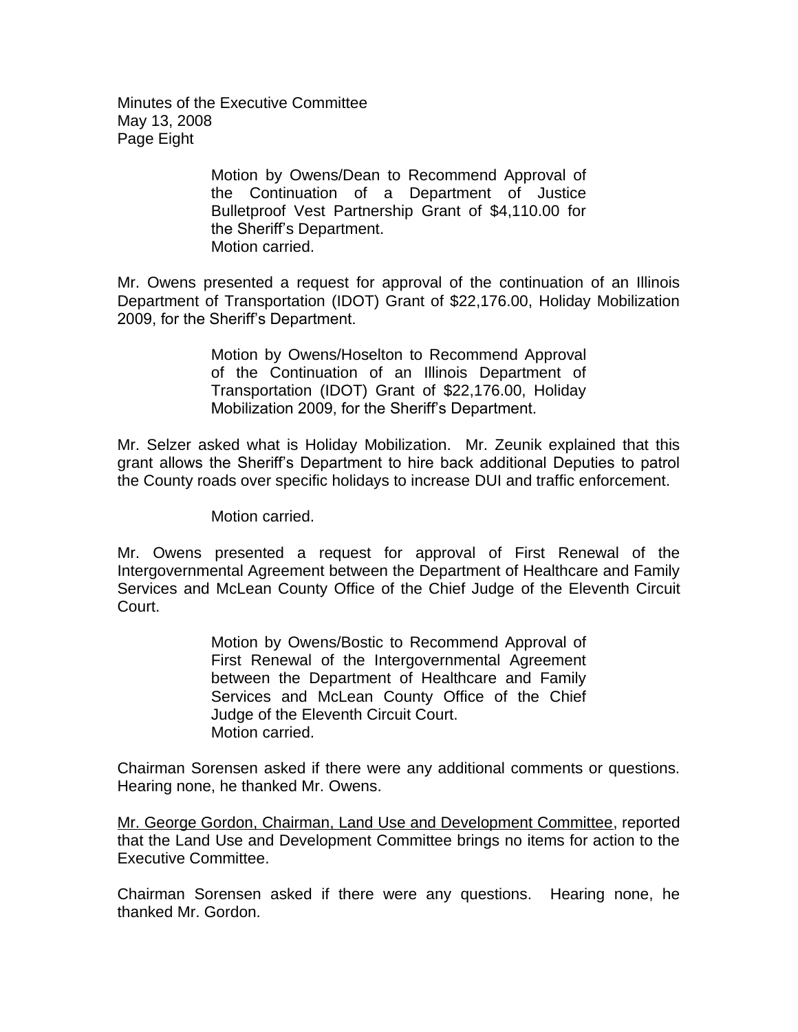> Motion by Owens/Dean to Recommend Approval of the Continuation of a Department of Justice Bulletproof Vest Partnership Grant of $4,110.00 for the Sheriff's Department.
> Motion carried.

Mr. Owens presented a request for approval of the continuation of an Illinois Department of Transportation (IDOT) Grant of $22,176.00, Holiday Mobilization 2009, for the Sheriff's Department.

> Motion by Owens/Hoselton to Recommend Approval of the Continuation of an Illinois Department of Transportation (IDOT) Grant of $22,176.00, Holiday Mobilization 2009, for the Sheriff's Department.

Mr. Selzer asked what is Holiday Mobilization. Mr. Zeunik explained that this grant allows the Sheriff's Department to hire back additional Deputies to patrol the County roads over specific holidays to increase DUI and traffic enforcement.

> Motion carried.

Mr. Owens presented a request for approval of First Renewal of the Intergovernmental Agreement between the Department of Healthcare and Family Services and McLean County Office of the Chief Judge of the Eleventh Circuit Court.

> Motion by Owens/Bostic to Recommend Approval of First Renewal of the Intergovernmental Agreement between the Department of Healthcare and Family Services and McLean County Office of the Chief Judge of the Eleventh Circuit Court.
> Motion carried.

Chairman Sorensen asked if there were any additional comments or questions. Hearing none, he thanked Mr. Owens.

<u>Mr. George Gordon, Chairman, Land Use and Development Committee</u>, reported that the Land Use and Development Committee brings no items for action to the Executive Committee.

Chairman Sorensen asked if there were any questions. Hearing none, he thanked Mr. Gordon.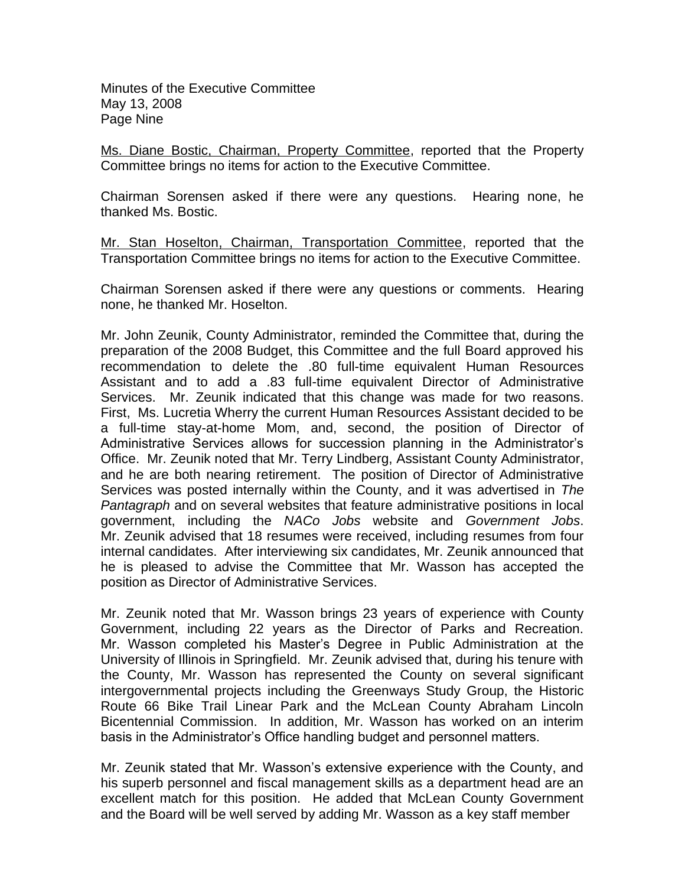Ms. Diane Bostic, Chairman, Property Committee, reported that the Property Committee brings no items for action to the Executive Committee.

Chairman Sorensen asked if there were any questions. Hearing none, he thanked Ms. Bostic.

Mr. Stan Hoselton, Chairman, Transportation Committee, reported that the Transportation Committee brings no items for action to the Executive Committee.

Chairman Sorensen asked if there were any questions or comments. Hearing none, he thanked Mr. Hoselton.

Mr. John Zeunik, County Administrator, reminded the Committee that, during the preparation of the 2008 Budget, this Committee and the full Board approved his recommendation to delete the .80 full-time equivalent Human Resources Assistant and to add a .83 full-time equivalent Director of Administrative Services. Mr. Zeunik indicated that this change was made for two reasons. First, Ms. Lucretia Wherry the current Human Resources Assistant decided to be a full-time stay-at-home Mom, and, second, the position of Director of Administrative Services allows for succession planning in the Administrator's Office. Mr. Zeunik noted that Mr. Terry Lindberg, Assistant County Administrator, and he are both nearing retirement. The position of Director of Administrative Services was posted internally within the County, and it was advertised in *The Pantagraph* and on several websites that feature administrative positions in local government, including the *NACo Jobs* website and *Government Jobs*. Mr. Zeunik advised that 18 resumes were received, including resumes from four internal candidates. After interviewing six candidates, Mr. Zeunik announced that he is pleased to advise the Committee that Mr. Wasson has accepted the position as Director of Administrative Services.

Mr. Zeunik noted that Mr. Wasson brings 23 years of experience with County Government, including 22 years as the Director of Parks and Recreation. Mr. Wasson completed his Master's Degree in Public Administration at the University of Illinois in Springfield. Mr. Zeunik advised that, during his tenure with the County, Mr. Wasson has represented the County on several significant intergovernmental projects including the Greenways Study Group, the Historic Route 66 Bike Trail Linear Park and the McLean County Abraham Lincoln Bicentennial Commission. In addition, Mr. Wasson has worked on an interim basis in the Administrator's Office handling budget and personnel matters.

Mr. Zeunik stated that Mr. Wasson's extensive experience with the County, and his superb personnel and fiscal management skills as a department head are an excellent match for this position. He added that McLean County Government and the Board will be well served by adding Mr. Wasson as a key staff member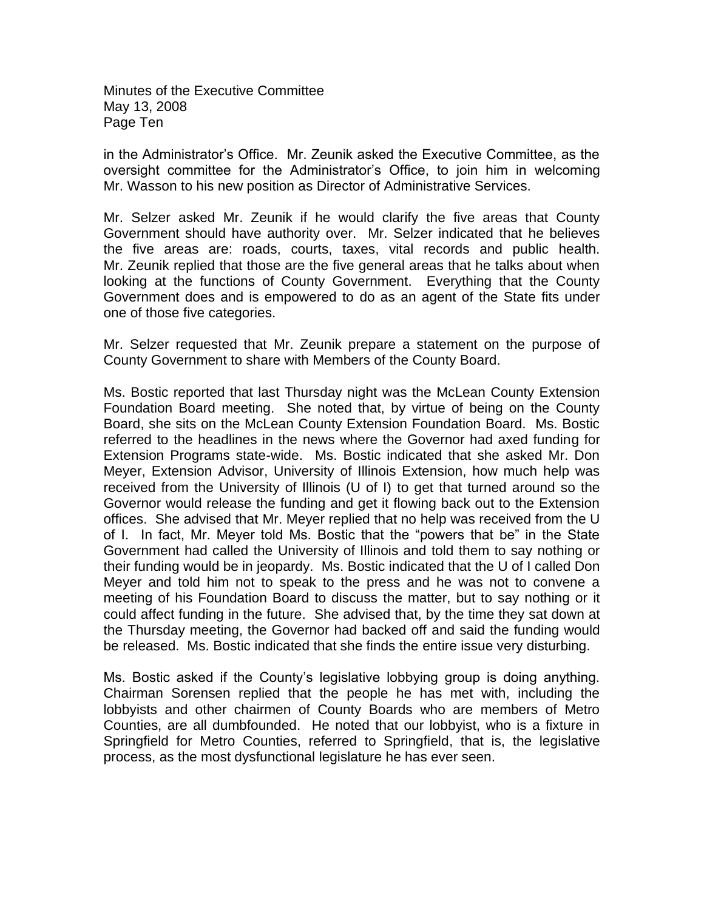in the Administrator's Office. Mr. Zeunik asked the Executive Committee, as the oversight committee for the Administrator's Office, to join him in welcoming Mr. Wasson to his new position as Director of Administrative Services.

Mr. Selzer asked Mr. Zeunik if he would clarify the five areas that County Government should have authority over. Mr. Selzer indicated that he believes the five areas are: roads, courts, taxes, vital records and public health. Mr. Zeunik replied that those are the five general areas that he talks about when looking at the functions of County Government. Everything that the County Government does and is empowered to do as an agent of the State fits under one of those five categories.

Mr. Selzer requested that Mr. Zeunik prepare a statement on the purpose of County Government to share with Members of the County Board.

Ms. Bostic reported that last Thursday night was the McLean County Extension Foundation Board meeting. She noted that, by virtue of being on the County Board, she sits on the McLean County Extension Foundation Board. Ms. Bostic referred to the headlines in the news where the Governor had axed funding for Extension Programs state-wide. Ms. Bostic indicated that she asked Mr. Don Meyer, Extension Advisor, University of Illinois Extension, how much help was received from the University of Illinois (U of I) to get that turned around so the Governor would release the funding and get it flowing back out to the Extension offices. She advised that Mr. Meyer replied that no help was received from the U of I. In fact, Mr. Meyer told Ms. Bostic that the "powers that be" in the State Government had called the University of Illinois and told them to say nothing or their funding would be in jeopardy. Ms. Bostic indicated that the U of I called Don Meyer and told him not to speak to the press and he was not to convene a meeting of his Foundation Board to discuss the matter, but to say nothing or it could affect funding in the future. She advised that, by the time they sat down at the Thursday meeting, the Governor had backed off and said the funding would be released. Ms. Bostic indicated that she finds the entire issue very disturbing.

Ms. Bostic asked if the County's legislative lobbying group is doing anything. Chairman Sorensen replied that the people he has met with, including the lobbyists and other chairmen of County Boards who are members of Metro Counties, are all dumbfounded. He noted that our lobbyist, who is a fixture in Springfield for Metro Counties, referred to Springfield, that is, the legislative process, as the most dysfunctional legislature he has ever seen.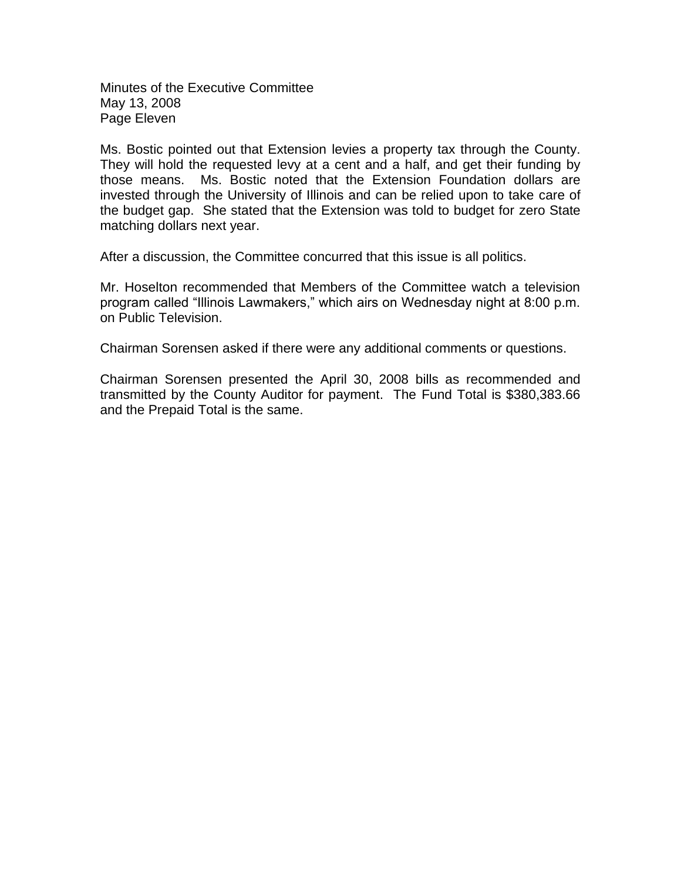Ms. Bostic pointed out that Extension levies a property tax through the County. They will hold the requested levy at a cent and a half, and get their funding by those means. Ms. Bostic noted that the Extension Foundation dollars are invested through the University of Illinois and can be relied upon to take care of the budget gap. She stated that the Extension was told to budget for zero State matching dollars next year.

After a discussion, the Committee concurred that this issue is all politics.

Mr. Hoselton recommended that Members of the Committee watch a television program called "Illinois Lawmakers," which airs on Wednesday night at 8:00 p.m. on Public Television.

Chairman Sorensen asked if there were any additional comments or questions.

Chairman Sorensen presented the April 30, 2008 bills as recommended and transmitted by the County Auditor for payment. The Fund Total is $380,383.66 and the Prepaid Total is the same.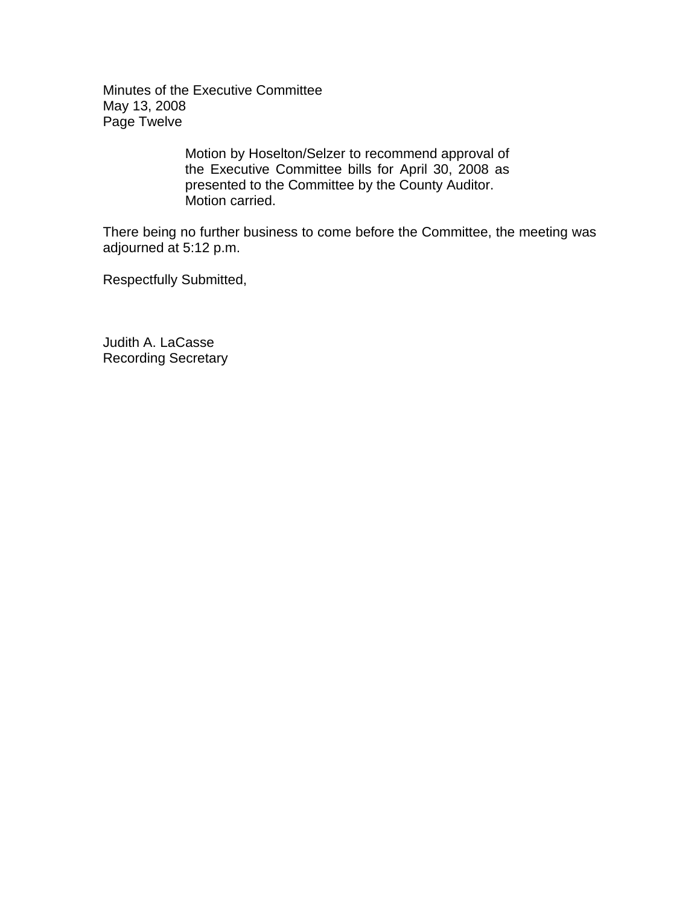Motion by Hoselton/Selzer to recommend approval of the Executive Committee bills for April 30, 2008 as presented to the Committee by the County Auditor. Motion carried.

There being no further business to come before the Committee, the meeting was adjourned at 5:12 p.m.

Respectfully Submitted,

Judith A. LaCasse  
Recording Secretary